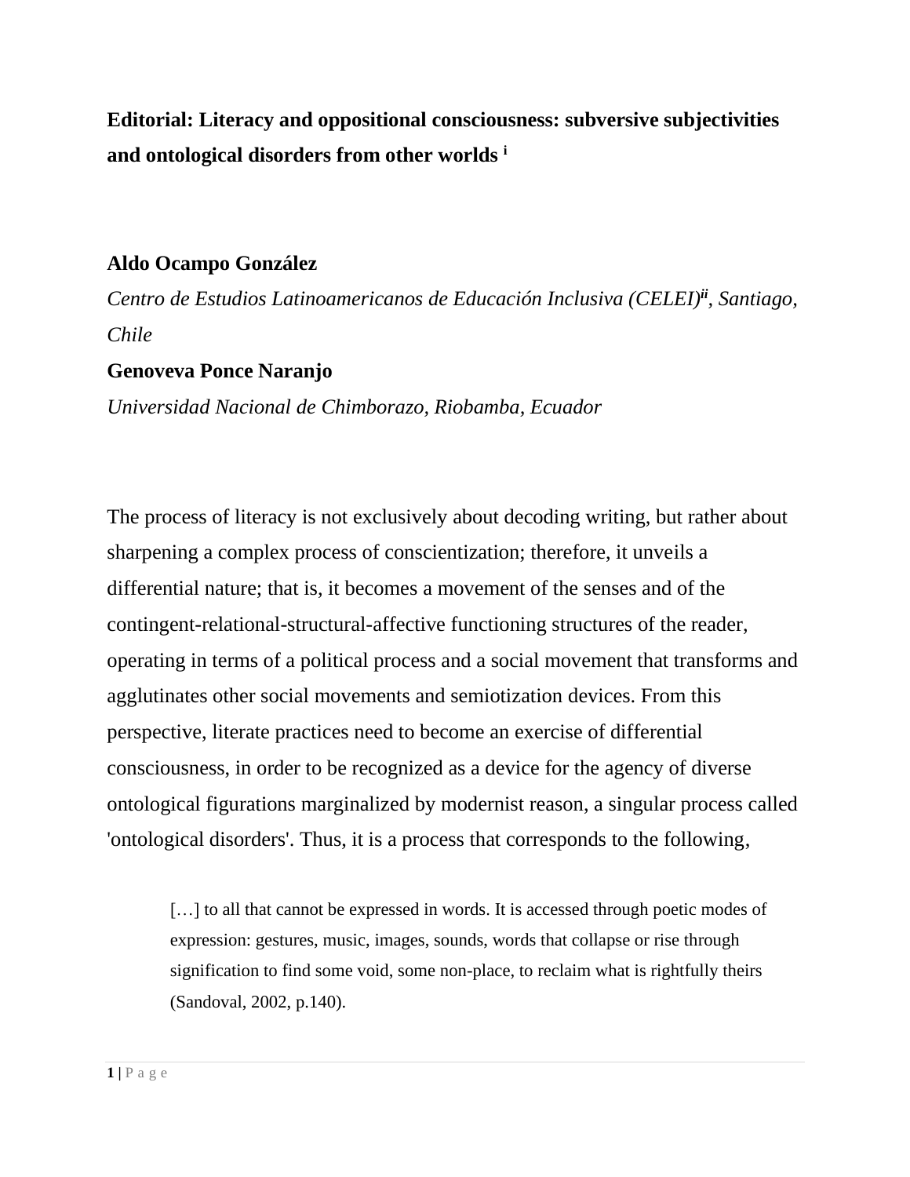# Editorial: Literacy and oppositional consciousness: subversive subjectivities and ontological disorders from other worlds [i]

**Aldo Ocampo González**

*Centro de Estudios Latinoamericanos de Educación Inclusiva (CELEI)[ii], Santiago, Chile*

**Genoveva Ponce Naranjo**

*Universidad Nacional de Chimborazo, Riobamba, Ecuador*

The process of literacy is not exclusively about decoding writing, but rather about sharpening a complex process of conscientization; therefore, it unveils a differential nature; that is, it becomes a movement of the senses and of the contingent-relational-structural-affective functioning structures of the reader, operating in terms of a political process and a social movement that transforms and agglutinates other social movements and semiotization devices. From this perspective, literate practices need to become an exercise of differential consciousness, in order to be recognized as a device for the agency of diverse ontological figurations marginalized by modernist reason, a singular process called 'ontological disorders'. Thus, it is a process that corresponds to the following,

> […] to all that cannot be expressed in words. It is accessed through poetic modes of expression: gestures, music, images, sounds, words that collapse or rise through signification to find some void, some non-place, to reclaim what is rightfully theirs (Sandoval, 2002, p.140).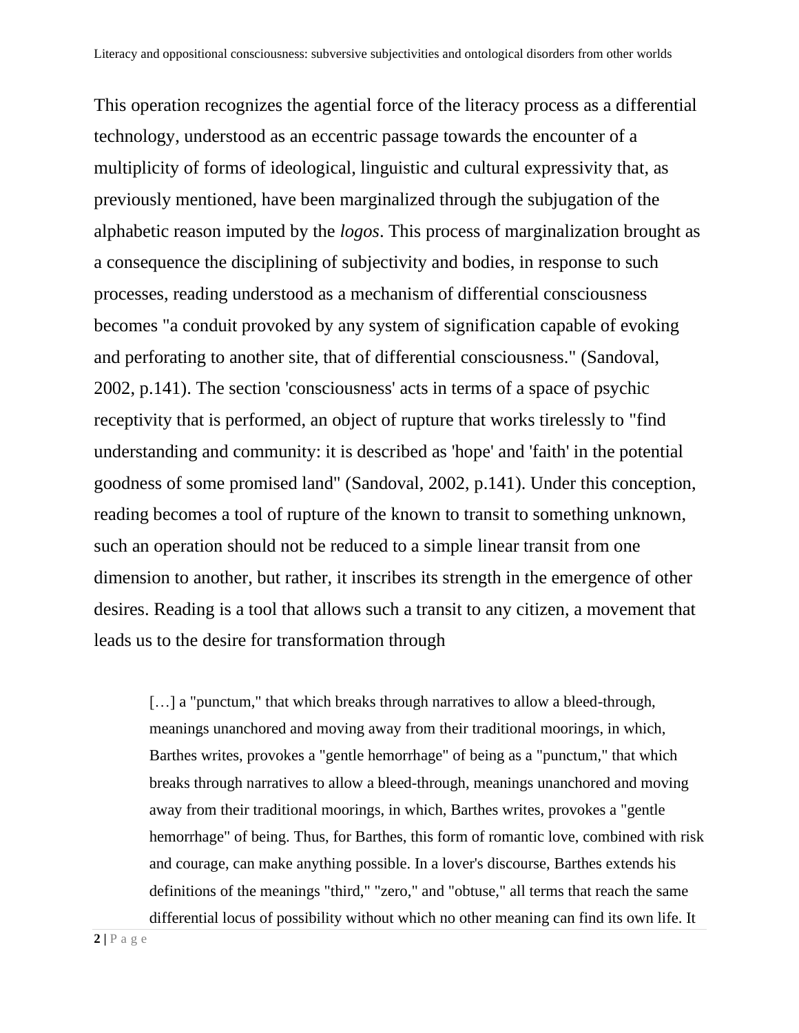This operation recognizes the agential force of the literacy process as a differential technology, understood as an eccentric passage towards the encounter of a multiplicity of forms of ideological, linguistic and cultural expressivity that, as previously mentioned, have been marginalized through the subjugation of the alphabetic reason imputed by the *logos*. This process of marginalization brought as a consequence the disciplining of subjectivity and bodies, in response to such processes, reading understood as a mechanism of differential consciousness becomes "a conduit provoked by any system of signification capable of evoking and perforating to another site, that of differential consciousness." (Sandoval, 2002, p.141). The section 'consciousness' acts in terms of a space of psychic receptivity that is performed, an object of rupture that works tirelessly to "find understanding and community: it is described as 'hope' and 'faith' in the potential goodness of some promised land" (Sandoval, 2002, p.141). Under this conception, reading becomes a tool of rupture of the known to transit to something unknown, such an operation should not be reduced to a simple linear transit from one dimension to another, but rather, it inscribes its strength in the emergence of other desires. Reading is a tool that allows such a transit to any citizen, a movement that leads us to the desire for transformation through

> […] a "punctum," that which breaks through narratives to allow a bleed-through, meanings unanchored and moving away from their traditional moorings, in which, Barthes writes, provokes a "gentle hemorrhage" of being as a "punctum," that which breaks through narratives to allow a bleed-through, meanings unanchored and moving away from their traditional moorings, in which, Barthes writes, provokes a "gentle hemorrhage" of being. Thus, for Barthes, this form of romantic love, combined with risk and courage, can make anything possible. In a lover's discourse, Barthes extends his definitions of the meanings "third," "zero," and "obtuse," all terms that reach the same differential locus of possibility without which no other meaning can find its own life. It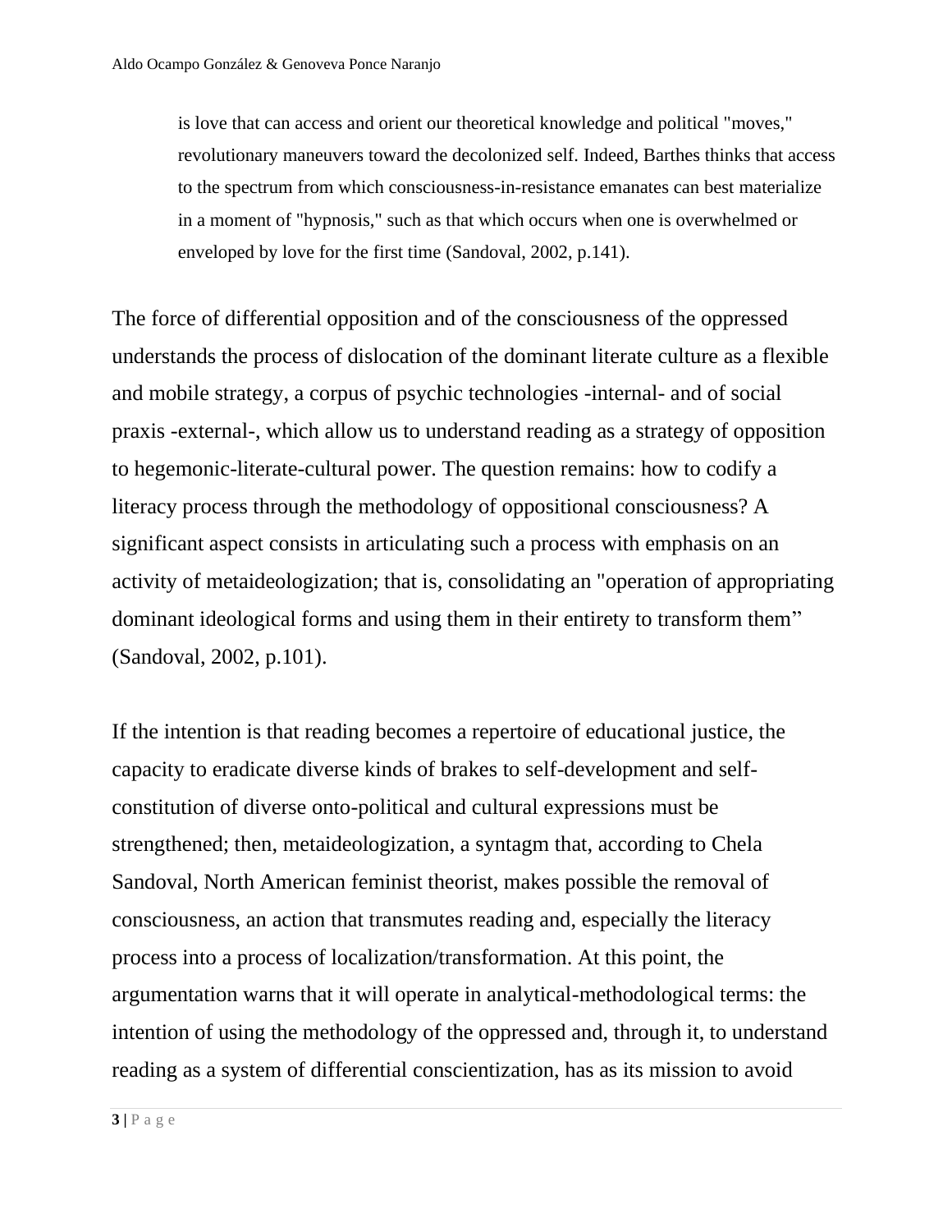> is love that can access and orient our theoretical knowledge and political "moves," revolutionary maneuvers toward the decolonized self. Indeed, Barthes thinks that access to the spectrum from which consciousness-in-resistance emanates can best materialize in a moment of "hypnosis," such as that which occurs when one is overwhelmed or enveloped by love for the first time (Sandoval, 2002, p.141).

The force of differential opposition and of the consciousness of the oppressed understands the process of dislocation of the dominant literate culture as a flexible and mobile strategy, a corpus of psychic technologies -internal- and of social praxis -external-, which allow us to understand reading as a strategy of opposition to hegemonic-literate-cultural power. The question remains: how to codify a literacy process through the methodology of oppositional consciousness? A significant aspect consists in articulating such a process with emphasis on an activity of metaideologization; that is, consolidating an "operation of appropriating dominant ideological forms and using them in their entirety to transform them" (Sandoval, 2002, p.101).

If the intention is that reading becomes a repertoire of educational justice, the capacity to eradicate diverse kinds of brakes to self-development and self-constitution of diverse onto-political and cultural expressions must be strengthened; then, metaideologization, a syntagm that, according to Chela Sandoval, North American feminist theorist, makes possible the removal of consciousness, an action that transmutes reading and, especially the literacy process into a process of localization/transformation. At this point, the argumentation warns that it will operate in analytical-methodological terms: the intention of using the methodology of the oppressed and, through it, to understand reading as a system of differential conscientization, has as its mission to avoid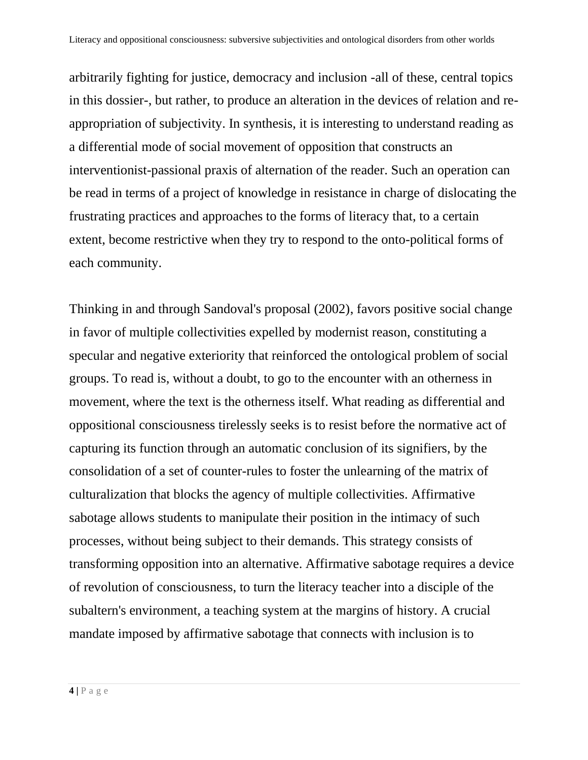arbitrarily fighting for justice, democracy and inclusion -all of these, central topics in this dossier-, but rather, to produce an alteration in the devices of relation and re-appropriation of subjectivity. In synthesis, it is interesting to understand reading as a differential mode of social movement of opposition that constructs an interventionist-passional praxis of alternation of the reader. Such an operation can be read in terms of a project of knowledge in resistance in charge of dislocating the frustrating practices and approaches to the forms of literacy that, to a certain extent, become restrictive when they try to respond to the onto-political forms of each community.

Thinking in and through Sandoval's proposal (2002), favors positive social change in favor of multiple collectivities expelled by modernist reason, constituting a specular and negative exteriority that reinforced the ontological problem of social groups. To read is, without a doubt, to go to the encounter with an otherness in movement, where the text is the otherness itself. What reading as differential and oppositional consciousness tirelessly seeks is to resist before the normative act of capturing its function through an automatic conclusion of its signifiers, by the consolidation of a set of counter-rules to foster the unlearning of the matrix of culturalization that blocks the agency of multiple collectivities. Affirmative sabotage allows students to manipulate their position in the intimacy of such processes, without being subject to their demands. This strategy consists of transforming opposition into an alternative. Affirmative sabotage requires a device of revolution of consciousness, to turn the literacy teacher into a disciple of the subaltern's environment, a teaching system at the margins of history. A crucial mandate imposed by affirmative sabotage that connects with inclusion is to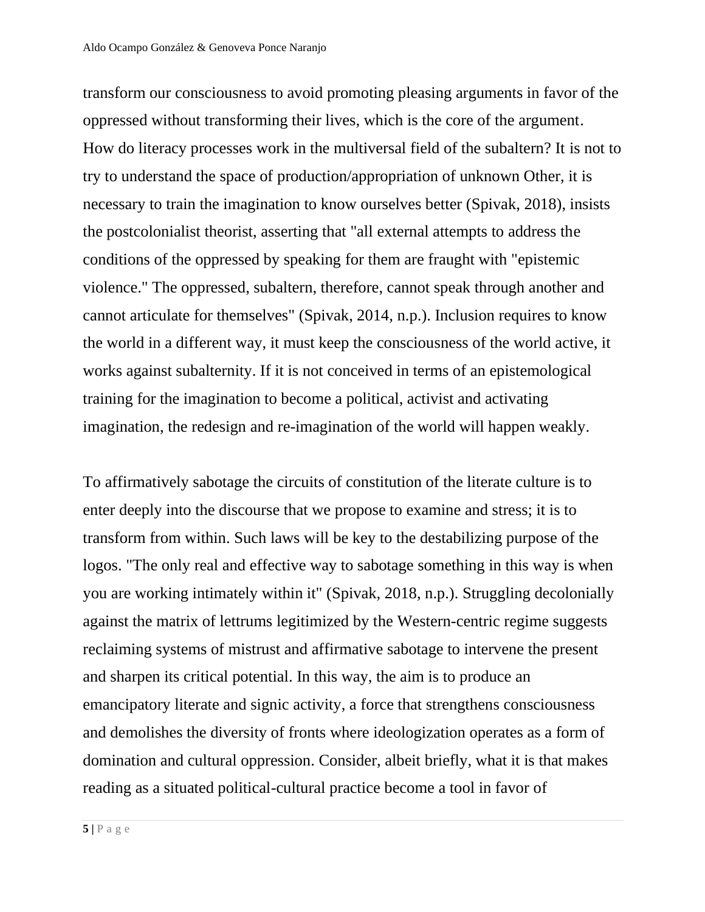transform our consciousness to avoid promoting pleasing arguments in favor of the oppressed without transforming their lives, which is the core of the argument. How do literacy processes work in the multiversal field of the subaltern? It is not to try to understand the space of production/appropriation of unknown Other, it is necessary to train the imagination to know ourselves better (Spivak, 2018), insists the postcolonialist theorist, asserting that "all external attempts to address the conditions of the oppressed by speaking for them are fraught with "epistemic violence." The oppressed, subaltern, therefore, cannot speak through another and cannot articulate for themselves" (Spivak, 2014, n.p.). Inclusion requires to know the world in a different way, it must keep the consciousness of the world active, it works against subalternity. If it is not conceived in terms of an epistemological training for the imagination to become a political, activist and activating imagination, the redesign and re-imagination of the world will happen weakly.

To affirmatively sabotage the circuits of constitution of the literate culture is to enter deeply into the discourse that we propose to examine and stress; it is to transform from within. Such laws will be key to the destabilizing purpose of the logos. "The only real and effective way to sabotage something in this way is when you are working intimately within it" (Spivak, 2018, n.p.). Struggling decolonially against the matrix of lettrums legitimized by the Western-centric regime suggests reclaiming systems of mistrust and affirmative sabotage to intervene the present and sharpen its critical potential. In this way, the aim is to produce an emancipatory literate and signic activity, a force that strengthens consciousness and demolishes the diversity of fronts where ideologization operates as a form of domination and cultural oppression. Consider, albeit briefly, what it is that makes reading as a situated political-cultural practice become a tool in favor of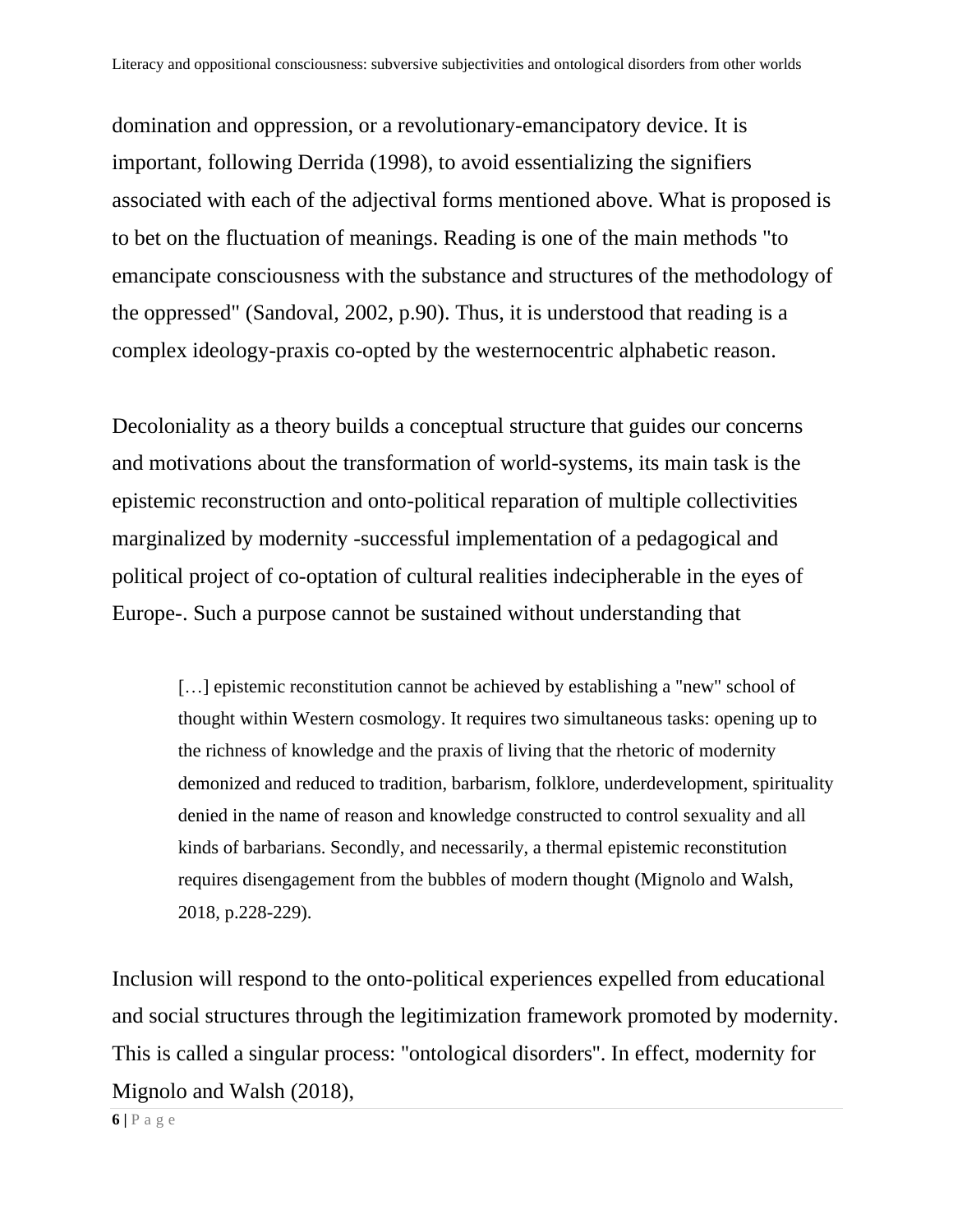domination and oppression, or a revolutionary-emancipatory device. It is important, following Derrida (1998), to avoid essentializing the signifiers associated with each of the adjectival forms mentioned above. What is proposed is to bet on the fluctuation of meanings. Reading is one of the main methods "to emancipate consciousness with the substance and structures of the methodology of the oppressed" (Sandoval, 2002, p.90). Thus, it is understood that reading is a complex ideology-praxis co-opted by the westernocentric alphabetic reason.

Decoloniality as a theory builds a conceptual structure that guides our concerns and motivations about the transformation of world-systems, its main task is the epistemic reconstruction and onto-political reparation of multiple collectivities marginalized by modernity -successful implementation of a pedagogical and political project of co-optation of cultural realities indecipherable in the eyes of Europe-. Such a purpose cannot be sustained without understanding that

> […] epistemic reconstitution cannot be achieved by establishing a "new" school of thought within Western cosmology. It requires two simultaneous tasks: opening up to the richness of knowledge and the praxis of living that the rhetoric of modernity demonized and reduced to tradition, barbarism, folklore, underdevelopment, spirituality denied in the name of reason and knowledge constructed to control sexuality and all kinds of barbarians. Secondly, and necessarily, a thermal epistemic reconstitution requires disengagement from the bubbles of modern thought (Mignolo and Walsh, 2018, p.228-229).

Inclusion will respond to the onto-political experiences expelled from educational and social structures through the legitimization framework promoted by modernity. This is called a singular process: "ontological disorders". In effect, modernity for Mignolo and Walsh (2018),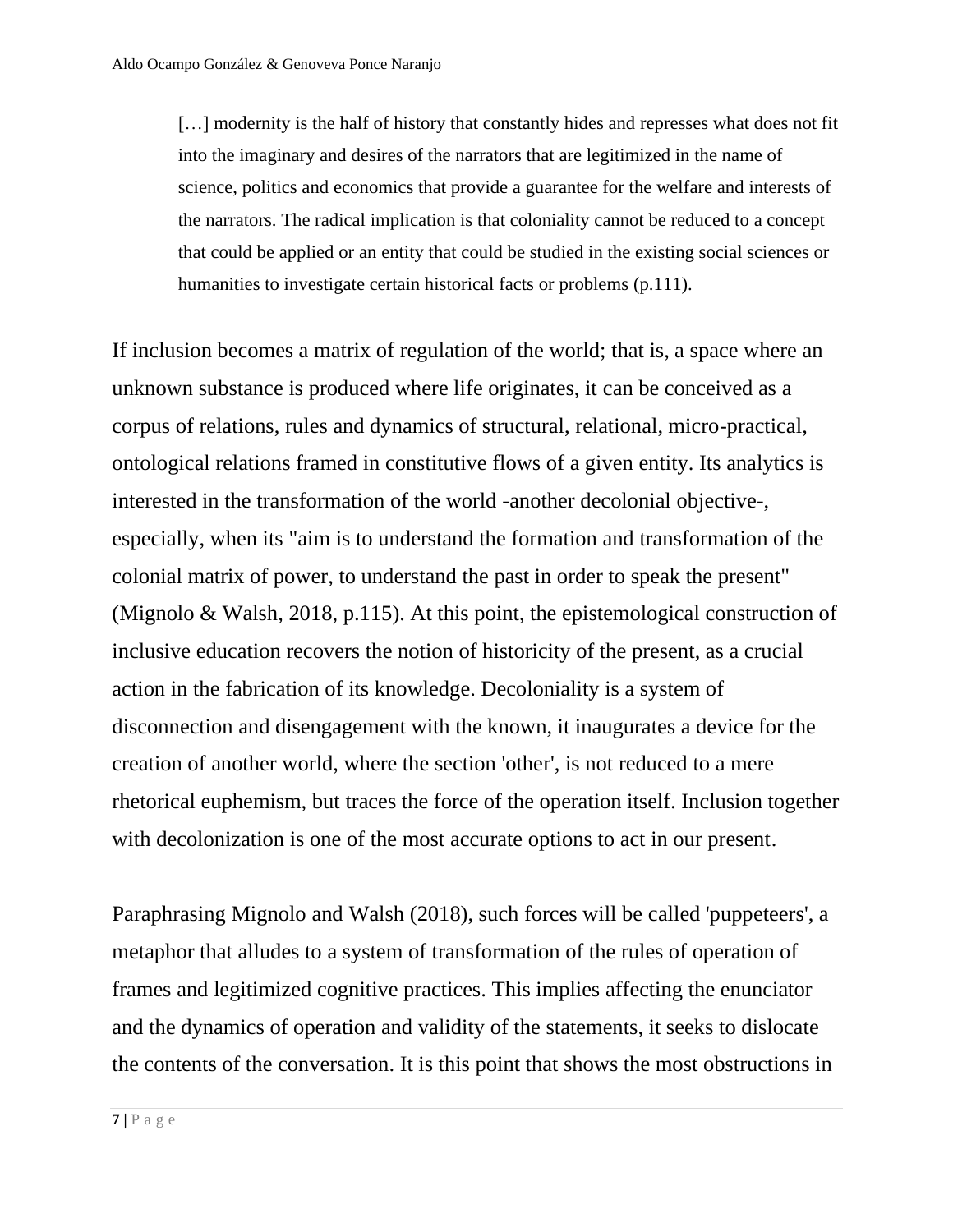> […] modernity is the half of history that constantly hides and represses what does not fit into the imaginary and desires of the narrators that are legitimized in the name of science, politics and economics that provide a guarantee for the welfare and interests of the narrators. The radical implication is that coloniality cannot be reduced to a concept that could be applied or an entity that could be studied in the existing social sciences or humanities to investigate certain historical facts or problems (p.111).

If inclusion becomes a matrix of regulation of the world; that is, a space where an unknown substance is produced where life originates, it can be conceived as a corpus of relations, rules and dynamics of structural, relational, micro-practical, ontological relations framed in constitutive flows of a given entity. Its analytics is interested in the transformation of the world -another decolonial objective-, especially, when its "aim is to understand the formation and transformation of the colonial matrix of power, to understand the past in order to speak the present" (Mignolo & Walsh, 2018, p.115). At this point, the epistemological construction of inclusive education recovers the notion of historicity of the present, as a crucial action in the fabrication of its knowledge. Decoloniality is a system of disconnection and disengagement with the known, it inaugurates a device for the creation of another world, where the section 'other', is not reduced to a mere rhetorical euphemism, but traces the force of the operation itself. Inclusion together with decolonization is one of the most accurate options to act in our present.

Paraphrasing Mignolo and Walsh (2018), such forces will be called 'puppeteers', a metaphor that alludes to a system of transformation of the rules of operation of frames and legitimized cognitive practices. This implies affecting the enunciator and the dynamics of operation and validity of the statements, it seeks to dislocate the contents of the conversation. It is this point that shows the most obstructions in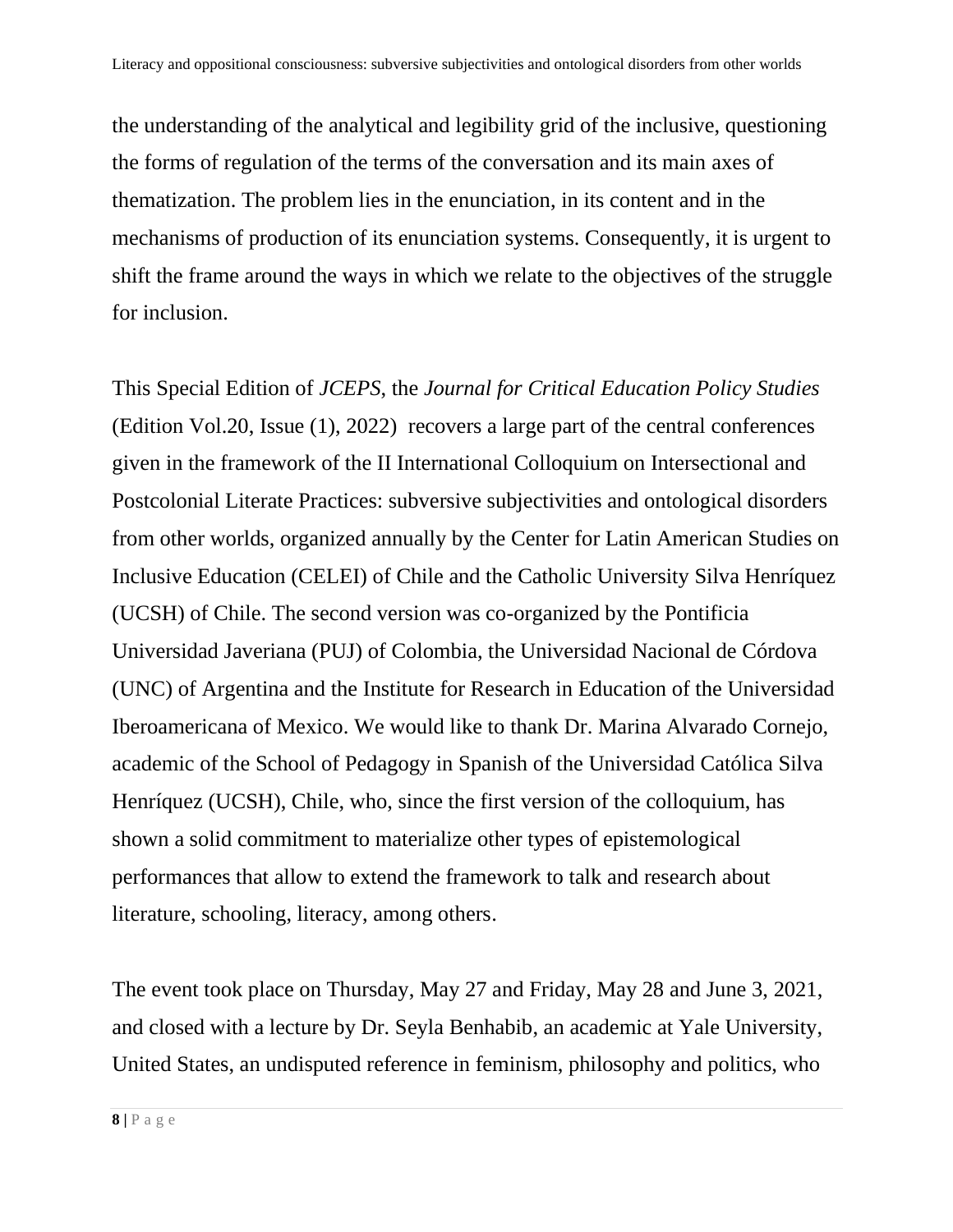the understanding of the analytical and legibility grid of the inclusive, questioning the forms of regulation of the terms of the conversation and its main axes of thematization. The problem lies in the enunciation, in its content and in the mechanisms of production of its enunciation systems. Consequently, it is urgent to shift the frame around the ways in which we relate to the objectives of the struggle for inclusion.

This Special Edition of *JCEPS*, the *Journal for Critical Education Policy Studies* (Edition Vol.20, Issue (1), 2022) recovers a large part of the central conferences given in the framework of the II International Colloquium on Intersectional and Postcolonial Literate Practices: subversive subjectivities and ontological disorders from other worlds, organized annually by the Center for Latin American Studies on Inclusive Education (CELEI) of Chile and the Catholic University Silva Henríquez (UCSH) of Chile. The second version was co-organized by the Pontificia Universidad Javeriana (PUJ) of Colombia, the Universidad Nacional de Córdova (UNC) of Argentina and the Institute for Research in Education of the Universidad Iberoamericana of Mexico. We would like to thank Dr. Marina Alvarado Cornejo, academic of the School of Pedagogy in Spanish of the Universidad Católica Silva Henríquez (UCSH), Chile, who, since the first version of the colloquium, has shown a solid commitment to materialize other types of epistemological performances that allow to extend the framework to talk and research about literature, schooling, literacy, among others.

The event took place on Thursday, May 27 and Friday, May 28 and June 3, 2021, and closed with a lecture by Dr. Seyla Benhabib, an academic at Yale University, United States, an undisputed reference in feminism, philosophy and politics, who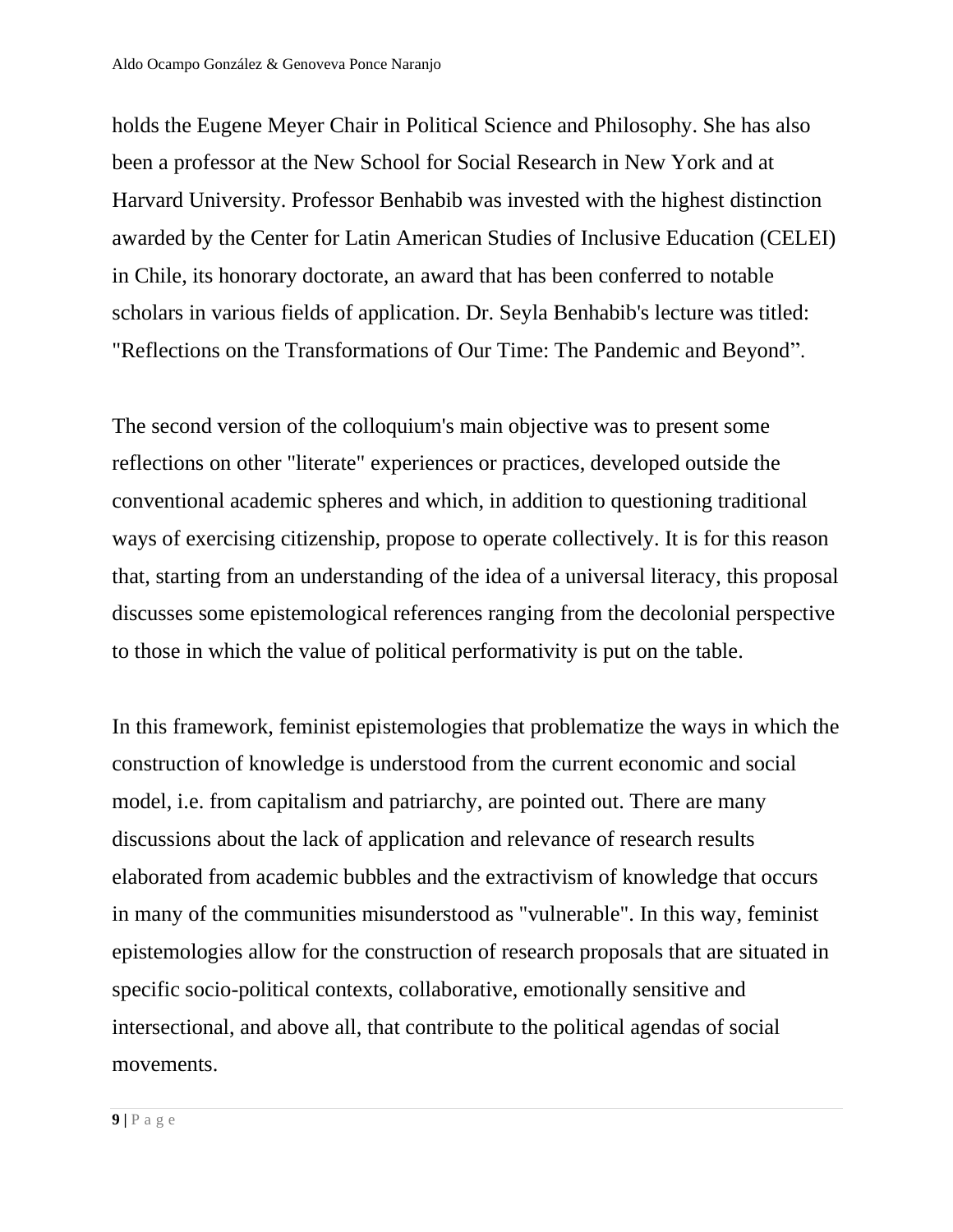holds the Eugene Meyer Chair in Political Science and Philosophy. She has also been a professor at the New School for Social Research in New York and at Harvard University. Professor Benhabib was invested with the highest distinction awarded by the Center for Latin American Studies of Inclusive Education (CELEI) in Chile, its honorary doctorate, an award that has been conferred to notable scholars in various fields of application. Dr. Seyla Benhabib's lecture was titled: "Reflections on the Transformations of Our Time: The Pandemic and Beyond".

The second version of the colloquium's main objective was to present some reflections on other "literate" experiences or practices, developed outside the conventional academic spheres and which, in addition to questioning traditional ways of exercising citizenship, propose to operate collectively. It is for this reason that, starting from an understanding of the idea of a universal literacy, this proposal discusses some epistemological references ranging from the decolonial perspective to those in which the value of political performativity is put on the table.

In this framework, feminist epistemologies that problematize the ways in which the construction of knowledge is understood from the current economic and social model, i.e. from capitalism and patriarchy, are pointed out. There are many discussions about the lack of application and relevance of research results elaborated from academic bubbles and the extractivism of knowledge that occurs in many of the communities misunderstood as "vulnerable". In this way, feminist epistemologies allow for the construction of research proposals that are situated in specific socio-political contexts, collaborative, emotionally sensitive and intersectional, and above all, that contribute to the political agendas of social movements.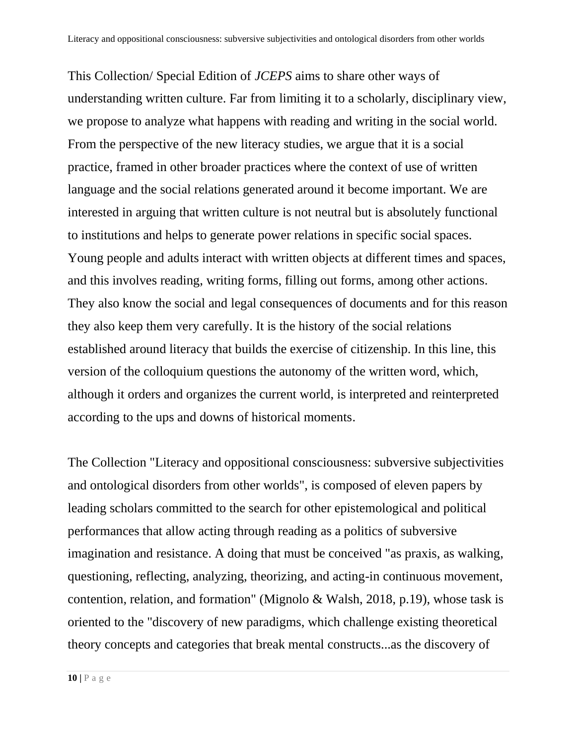This Collection/ Special Edition of *JCEPS* aims to share other ways of understanding written culture. Far from limiting it to a scholarly, disciplinary view, we propose to analyze what happens with reading and writing in the social world. From the perspective of the new literacy studies, we argue that it is a social practice, framed in other broader practices where the context of use of written language and the social relations generated around it become important. We are interested in arguing that written culture is not neutral but is absolutely functional to institutions and helps to generate power relations in specific social spaces. Young people and adults interact with written objects at different times and spaces, and this involves reading, writing forms, filling out forms, among other actions. They also know the social and legal consequences of documents and for this reason they also keep them very carefully. It is the history of the social relations established around literacy that builds the exercise of citizenship. In this line, this version of the colloquium questions the autonomy of the written word, which, although it orders and organizes the current world, is interpreted and reinterpreted according to the ups and downs of historical moments.

The Collection "Literacy and oppositional consciousness: subversive subjectivities and ontological disorders from other worlds", is composed of eleven papers by leading scholars committed to the search for other epistemological and political performances that allow acting through reading as a politics of subversive imagination and resistance. A doing that must be conceived "as praxis, as walking, questioning, reflecting, analyzing, theorizing, and acting-in continuous movement, contention, relation, and formation" (Mignolo & Walsh, 2018, p.19), whose task is oriented to the "discovery of new paradigms, which challenge existing theoretical theory concepts and categories that break mental constructs...as the discovery of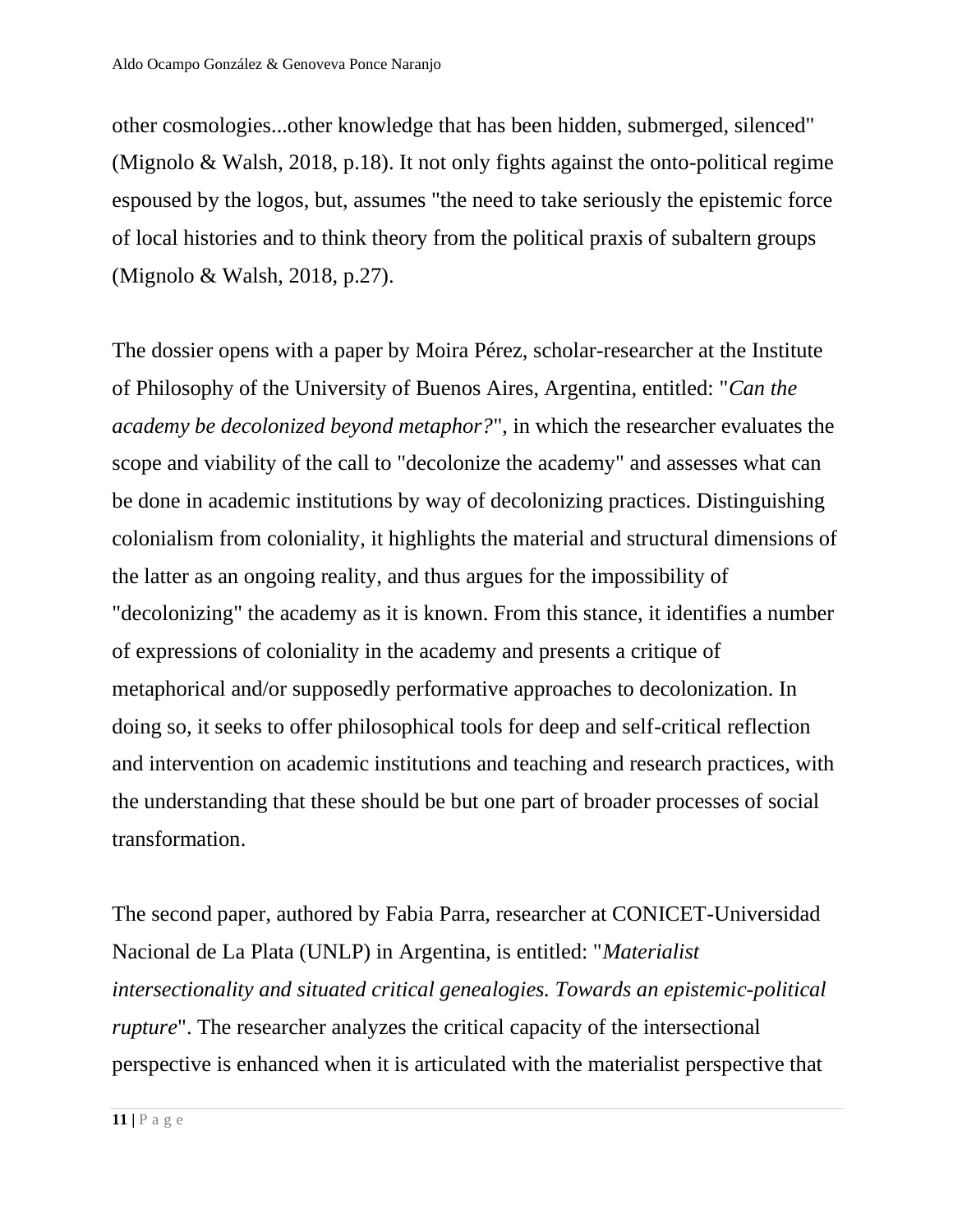other cosmologies...other knowledge that has been hidden, submerged, silenced" (Mignolo & Walsh, 2018, p.18). It not only fights against the onto-political regime espoused by the logos, but, assumes "the need to take seriously the epistemic force of local histories and to think theory from the political praxis of subaltern groups (Mignolo & Walsh, 2018, p.27).

The dossier opens with a paper by Moira Pérez, scholar-researcher at the Institute of Philosophy of the University of Buenos Aires, Argentina, entitled: "*Can the academy be decolonized beyond metaphor?*", in which the researcher evaluates the scope and viability of the call to "decolonize the academy" and assesses what can be done in academic institutions by way of decolonizing practices. Distinguishing colonialism from coloniality, it highlights the material and structural dimensions of the latter as an ongoing reality, and thus argues for the impossibility of "decolonizing" the academy as it is known. From this stance, it identifies a number of expressions of coloniality in the academy and presents a critique of metaphorical and/or supposedly performative approaches to decolonization. In doing so, it seeks to offer philosophical tools for deep and self-critical reflection and intervention on academic institutions and teaching and research practices, with the understanding that these should be but one part of broader processes of social transformation.

The second paper, authored by Fabia Parra, researcher at CONICET-Universidad Nacional de La Plata (UNLP) in Argentina, is entitled: "*Materialist intersectionality and situated critical genealogies. Towards an epistemic-political rupture*". The researcher analyzes the critical capacity of the intersectional perspective is enhanced when it is articulated with the materialist perspective that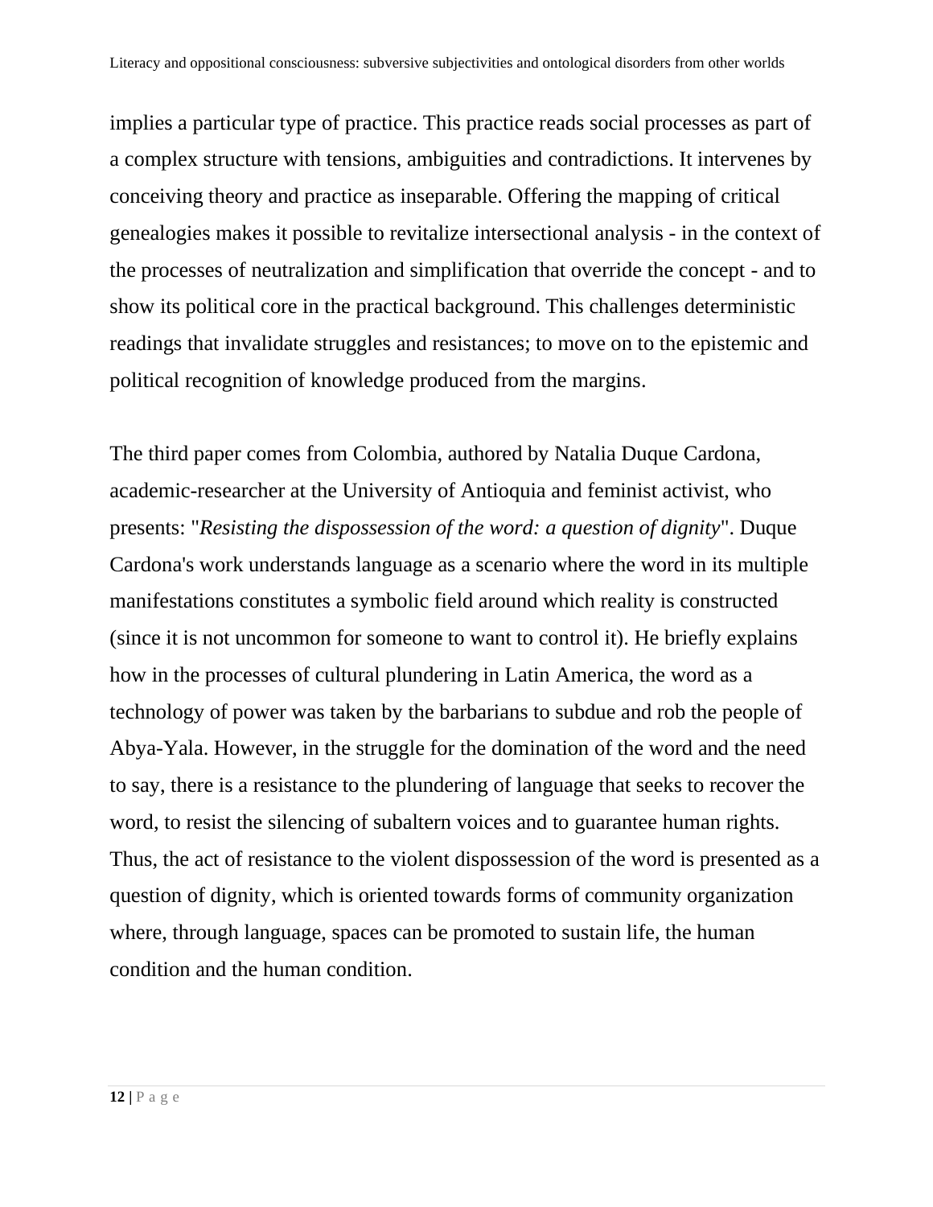implies a particular type of practice. This practice reads social processes as part of a complex structure with tensions, ambiguities and contradictions. It intervenes by conceiving theory and practice as inseparable. Offering the mapping of critical genealogies makes it possible to revitalize intersectional analysis - in the context of the processes of neutralization and simplification that override the concept - and to show its political core in the practical background. This challenges deterministic readings that invalidate struggles and resistances; to move on to the epistemic and political recognition of knowledge produced from the margins.

The third paper comes from Colombia, authored by Natalia Duque Cardona, academic-researcher at the University of Antioquia and feminist activist, who presents: "*Resisting the dispossession of the word: a question of dignity*". Duque Cardona's work understands language as a scenario where the word in its multiple manifestations constitutes a symbolic field around which reality is constructed (since it is not uncommon for someone to want to control it). He briefly explains how in the processes of cultural plundering in Latin America, the word as a technology of power was taken by the barbarians to subdue and rob the people of Abya-Yala. However, in the struggle for the domination of the word and the need to say, there is a resistance to the plundering of language that seeks to recover the word, to resist the silencing of subaltern voices and to guarantee human rights. Thus, the act of resistance to the violent dispossession of the word is presented as a question of dignity, which is oriented towards forms of community organization where, through language, spaces can be promoted to sustain life, the human condition and the human condition.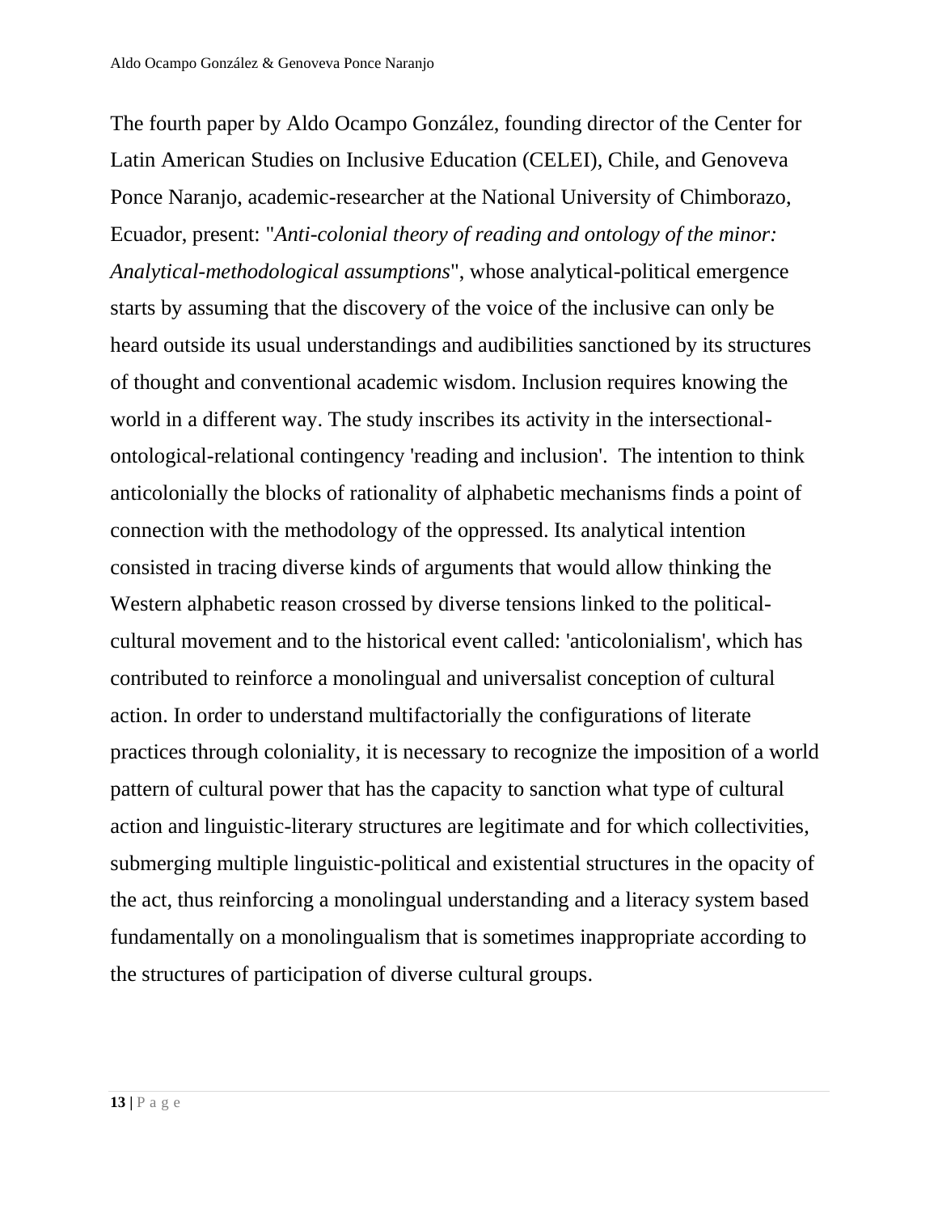The fourth paper by Aldo Ocampo González, founding director of the Center for Latin American Studies on Inclusive Education (CELEI), Chile, and Genoveva Ponce Naranjo, academic-researcher at the National University of Chimborazo, Ecuador, present: "*Anti-colonial theory of reading and ontology of the minor: Analytical-methodological assumptions*", whose analytical-political emergence starts by assuming that the discovery of the voice of the inclusive can only be heard outside its usual understandings and audibilities sanctioned by its structures of thought and conventional academic wisdom. Inclusion requires knowing the world in a different way. The study inscribes its activity in the intersectional-ontological-relational contingency 'reading and inclusion'. The intention to think anticolonially the blocks of rationality of alphabetic mechanisms finds a point of connection with the methodology of the oppressed. Its analytical intention consisted in tracing diverse kinds of arguments that would allow thinking the Western alphabetic reason crossed by diverse tensions linked to the political-cultural movement and to the historical event called: 'anticolonialism', which has contributed to reinforce a monolingual and universalist conception of cultural action. In order to understand multifactorially the configurations of literate practices through coloniality, it is necessary to recognize the imposition of a world pattern of cultural power that has the capacity to sanction what type of cultural action and linguistic-literary structures are legitimate and for which collectivities, submerging multiple linguistic-political and existential structures in the opacity of the act, thus reinforcing a monolingual understanding and a literacy system based fundamentally on a monolingualism that is sometimes inappropriate according to the structures of participation of diverse cultural groups.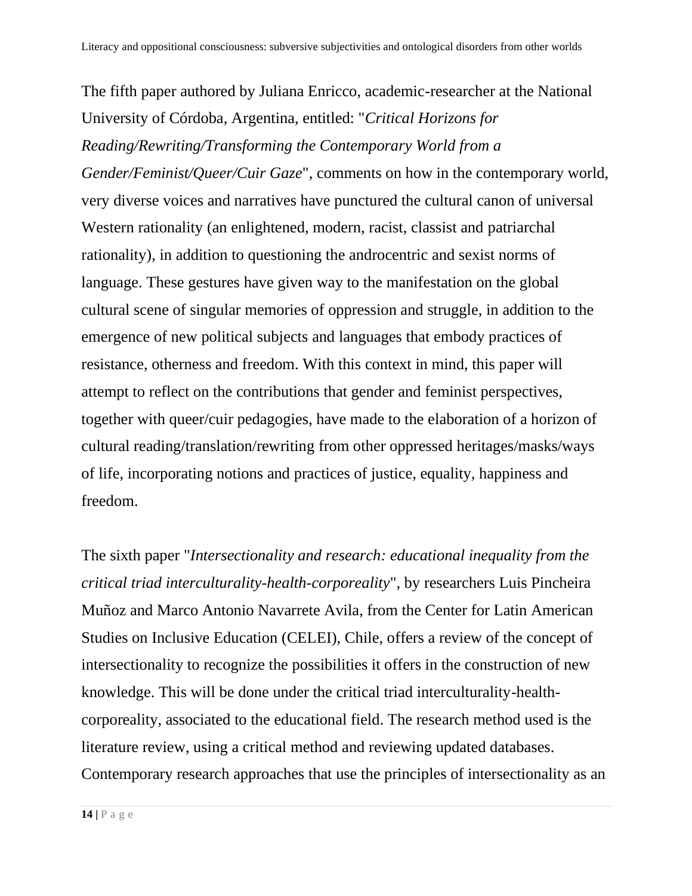The fifth paper authored by Juliana Enricco, academic-researcher at the National University of Córdoba, Argentina, entitled: "*Critical Horizons for Reading/Rewriting/Transforming the Contemporary World from a Gender/Feminist/Queer/Cuir Gaze*", comments on how in the contemporary world, very diverse voices and narratives have punctured the cultural canon of universal Western rationality (an enlightened, modern, racist, classist and patriarchal rationality), in addition to questioning the androcentric and sexist norms of language. These gestures have given way to the manifestation on the global cultural scene of singular memories of oppression and struggle, in addition to the emergence of new political subjects and languages that embody practices of resistance, otherness and freedom. With this context in mind, this paper will attempt to reflect on the contributions that gender and feminist perspectives, together with queer/cuir pedagogies, have made to the elaboration of a horizon of cultural reading/translation/rewriting from other oppressed heritages/masks/ways of life, incorporating notions and practices of justice, equality, happiness and freedom.

The sixth paper "*Intersectionality and research: educational inequality from the critical triad interculturality-health-corporeality*", by researchers Luis Pincheira Muñoz and Marco Antonio Navarrete Avila, from the Center for Latin American Studies on Inclusive Education (CELEI), Chile, offers a review of the concept of intersectionality to recognize the possibilities it offers in the construction of new knowledge. This will be done under the critical triad interculturality-health-corporeality, associated to the educational field. The research method used is the literature review, using a critical method and reviewing updated databases. Contemporary research approaches that use the principles of intersectionality as an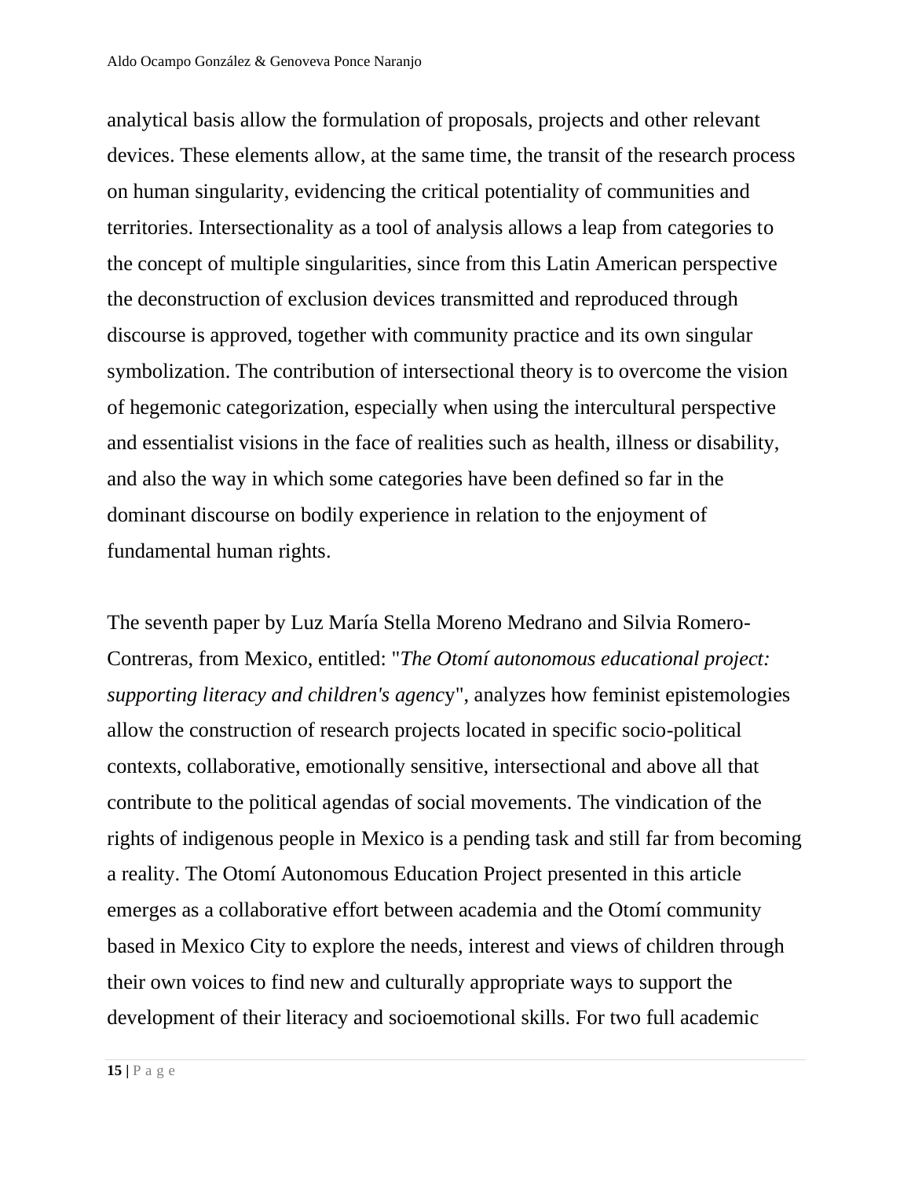analytical basis allow the formulation of proposals, projects and other relevant devices. These elements allow, at the same time, the transit of the research process on human singularity, evidencing the critical potentiality of communities and territories. Intersectionality as a tool of analysis allows a leap from categories to the concept of multiple singularities, since from this Latin American perspective the deconstruction of exclusion devices transmitted and reproduced through discourse is approved, together with community practice and its own singular symbolization. The contribution of intersectional theory is to overcome the vision of hegemonic categorization, especially when using the intercultural perspective and essentialist visions in the face of realities such as health, illness or disability, and also the way in which some categories have been defined so far in the dominant discourse on bodily experience in relation to the enjoyment of fundamental human rights.

The seventh paper by Luz María Stella Moreno Medrano and Silvia Romero-Contreras, from Mexico, entitled: "*The Otomí autonomous educational project: supporting literacy and children's agency*", analyzes how feminist epistemologies allow the construction of research projects located in specific socio-political contexts, collaborative, emotionally sensitive, intersectional and above all that contribute to the political agendas of social movements. The vindication of the rights of indigenous people in Mexico is a pending task and still far from becoming a reality. The Otomí Autonomous Education Project presented in this article emerges as a collaborative effort between academia and the Otomí community based in Mexico City to explore the needs, interest and views of children through their own voices to find new and culturally appropriate ways to support the development of their literacy and socioemotional skills. For two full academic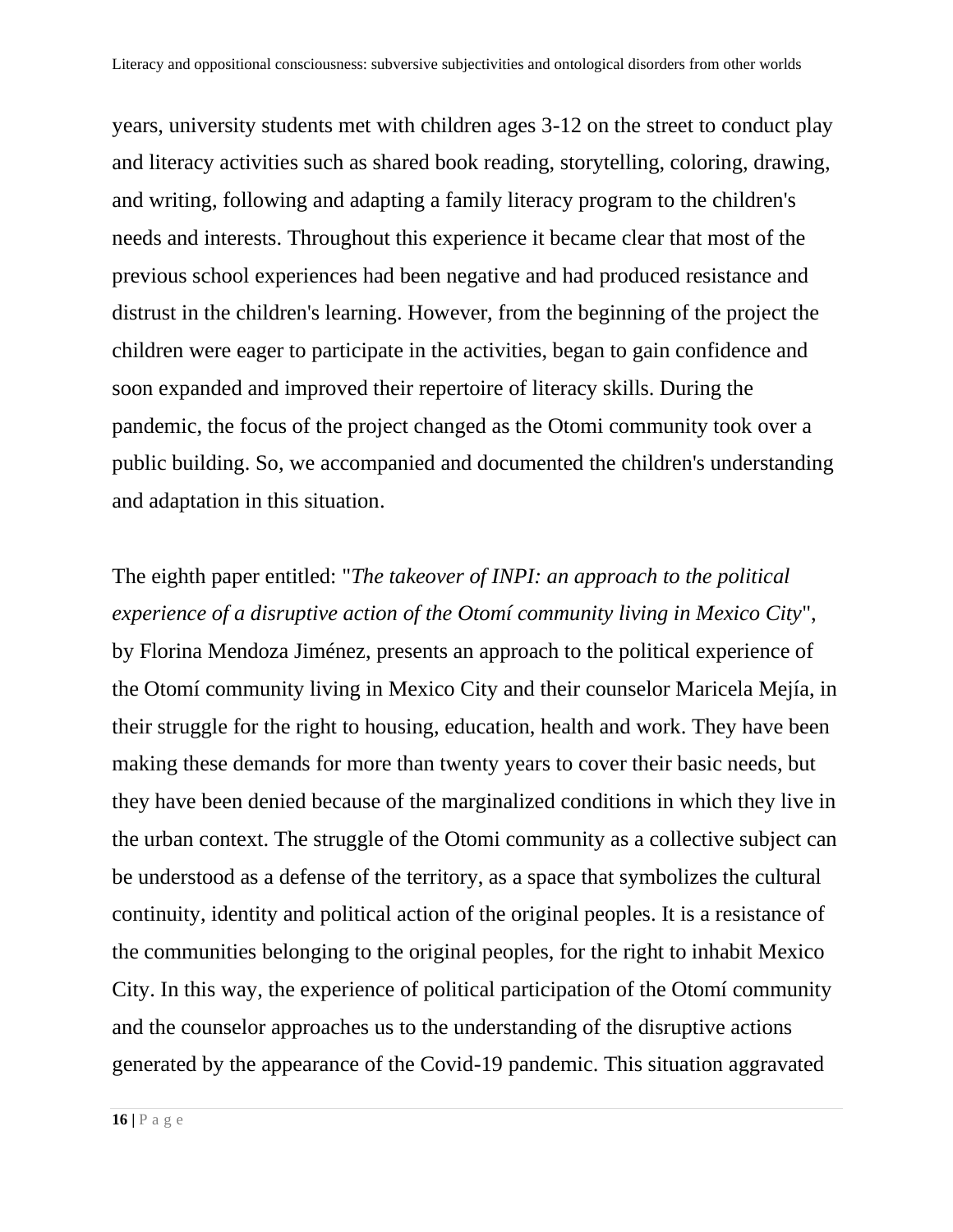years, university students met with children ages 3-12 on the street to conduct play and literacy activities such as shared book reading, storytelling, coloring, drawing, and writing, following and adapting a family literacy program to the children's needs and interests. Throughout this experience it became clear that most of the previous school experiences had been negative and had produced resistance and distrust in the children's learning. However, from the beginning of the project the children were eager to participate in the activities, began to gain confidence and soon expanded and improved their repertoire of literacy skills. During the pandemic, the focus of the project changed as the Otomi community took over a public building. So, we accompanied and documented the children's understanding and adaptation in this situation.

The eighth paper entitled: "*The takeover of INPI: an approach to the political experience of a disruptive action of the Otomí community living in Mexico City*", by Florina Mendoza Jiménez, presents an approach to the political experience of the Otomí community living in Mexico City and their counselor Maricela Mejía, in their struggle for the right to housing, education, health and work. They have been making these demands for more than twenty years to cover their basic needs, but they have been denied because of the marginalized conditions in which they live in the urban context. The struggle of the Otomi community as a collective subject can be understood as a defense of the territory, as a space that symbolizes the cultural continuity, identity and political action of the original peoples. It is a resistance of the communities belonging to the original peoples, for the right to inhabit Mexico City. In this way, the experience of political participation of the Otomí community and the counselor approaches us to the understanding of the disruptive actions generated by the appearance of the Covid-19 pandemic. This situation aggravated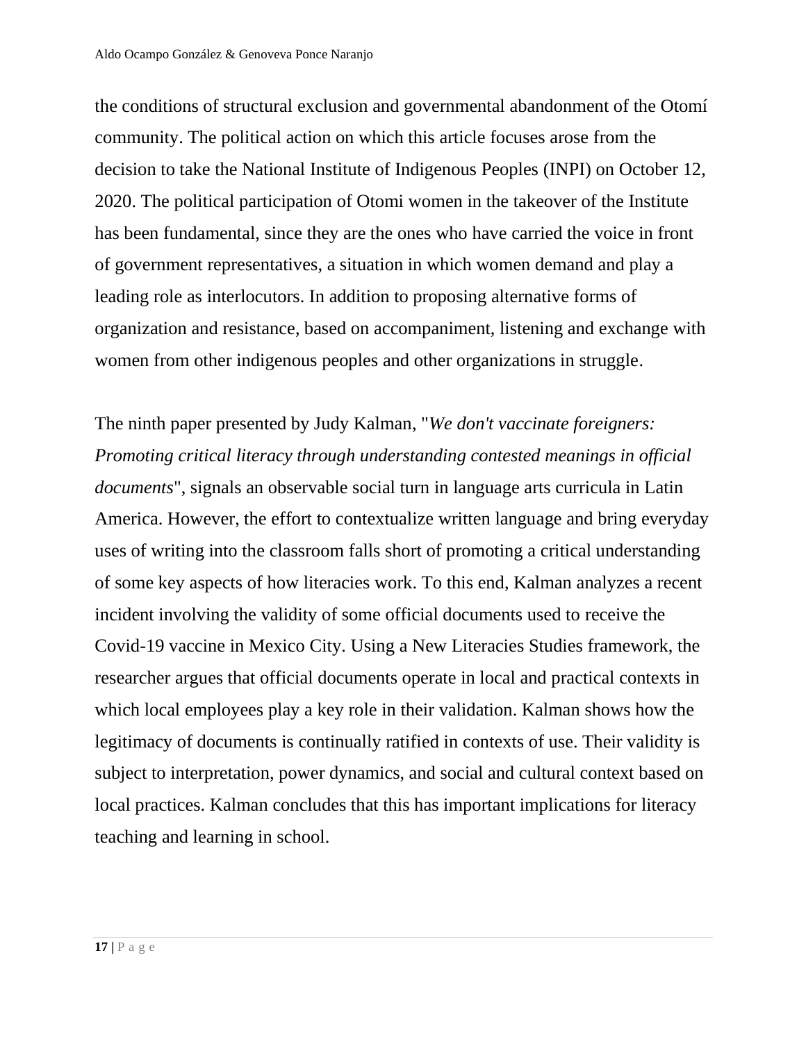the conditions of structural exclusion and governmental abandonment of the Otomí community. The political action on which this article focuses arose from the decision to take the National Institute of Indigenous Peoples (INPI) on October 12, 2020. The political participation of Otomi women in the takeover of the Institute has been fundamental, since they are the ones who have carried the voice in front of government representatives, a situation in which women demand and play a leading role as interlocutors. In addition to proposing alternative forms of organization and resistance, based on accompaniment, listening and exchange with women from other indigenous peoples and other organizations in struggle.

The ninth paper presented by Judy Kalman, "*We don't vaccinate foreigners: Promoting critical literacy through understanding contested meanings in official documents*", signals an observable social turn in language arts curricula in Latin America. However, the effort to contextualize written language and bring everyday uses of writing into the classroom falls short of promoting a critical understanding of some key aspects of how literacies work. To this end, Kalman analyzes a recent incident involving the validity of some official documents used to receive the Covid-19 vaccine in Mexico City. Using a New Literacies Studies framework, the researcher argues that official documents operate in local and practical contexts in which local employees play a key role in their validation. Kalman shows how the legitimacy of documents is continually ratified in contexts of use. Their validity is subject to interpretation, power dynamics, and social and cultural context based on local practices. Kalman concludes that this has important implications for literacy teaching and learning in school.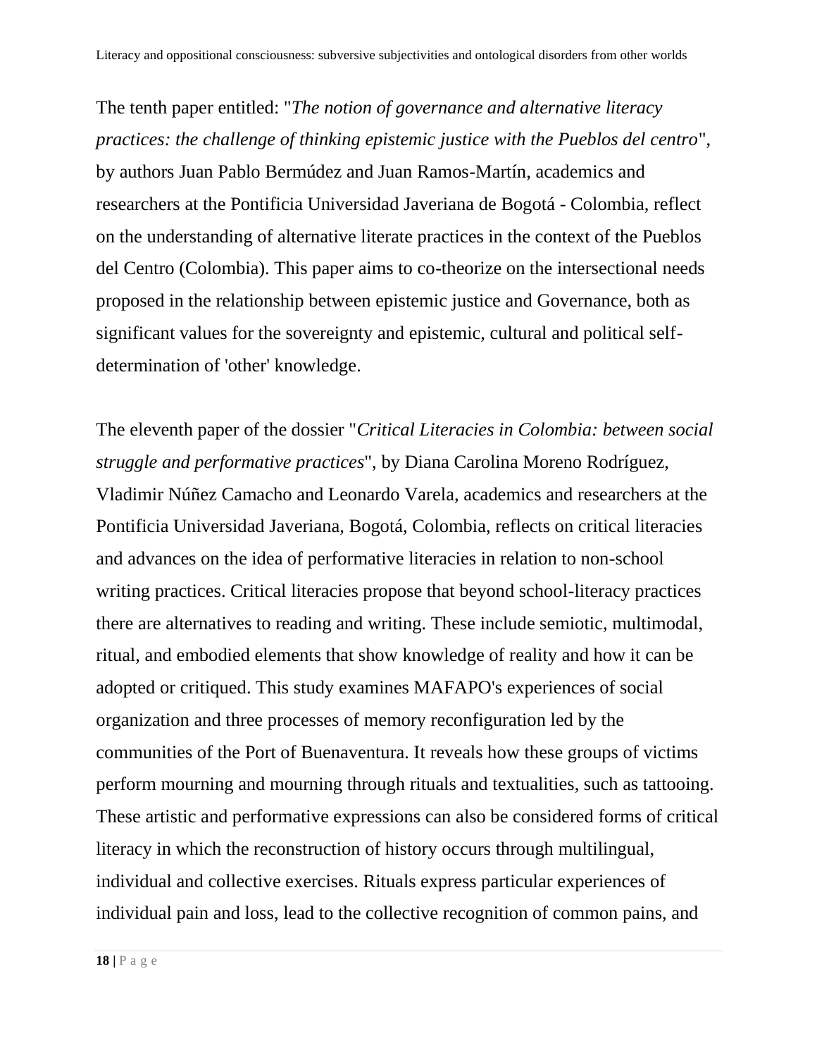The tenth paper entitled: "*The notion of governance and alternative literacy practices: the challenge of thinking epistemic justice with the Pueblos del centro*", by authors Juan Pablo Bermúdez and Juan Ramos-Martín, academics and researchers at the Pontificia Universidad Javeriana de Bogotá - Colombia, reflect on the understanding of alternative literate practices in the context of the Pueblos del Centro (Colombia). This paper aims to co-theorize on the intersectional needs proposed in the relationship between epistemic justice and Governance, both as significant values for the sovereignty and epistemic, cultural and political self-determination of 'other' knowledge.

The eleventh paper of the dossier "*Critical Literacies in Colombia: between social struggle and performative practices*", by Diana Carolina Moreno Rodríguez, Vladimir Núñez Camacho and Leonardo Varela, academics and researchers at the Pontificia Universidad Javeriana, Bogotá, Colombia, reflects on critical literacies and advances on the idea of performative literacies in relation to non-school writing practices. Critical literacies propose that beyond school-literacy practices there are alternatives to reading and writing. These include semiotic, multimodal, ritual, and embodied elements that show knowledge of reality and how it can be adopted or critiqued. This study examines MAFAPO's experiences of social organization and three processes of memory reconfiguration led by the communities of the Port of Buenaventura. It reveals how these groups of victims perform mourning and mourning through rituals and textualities, such as tattooing. These artistic and performative expressions can also be considered forms of critical literacy in which the reconstruction of history occurs through multilingual, individual and collective exercises. Rituals express particular experiences of individual pain and loss, lead to the collective recognition of common pains, and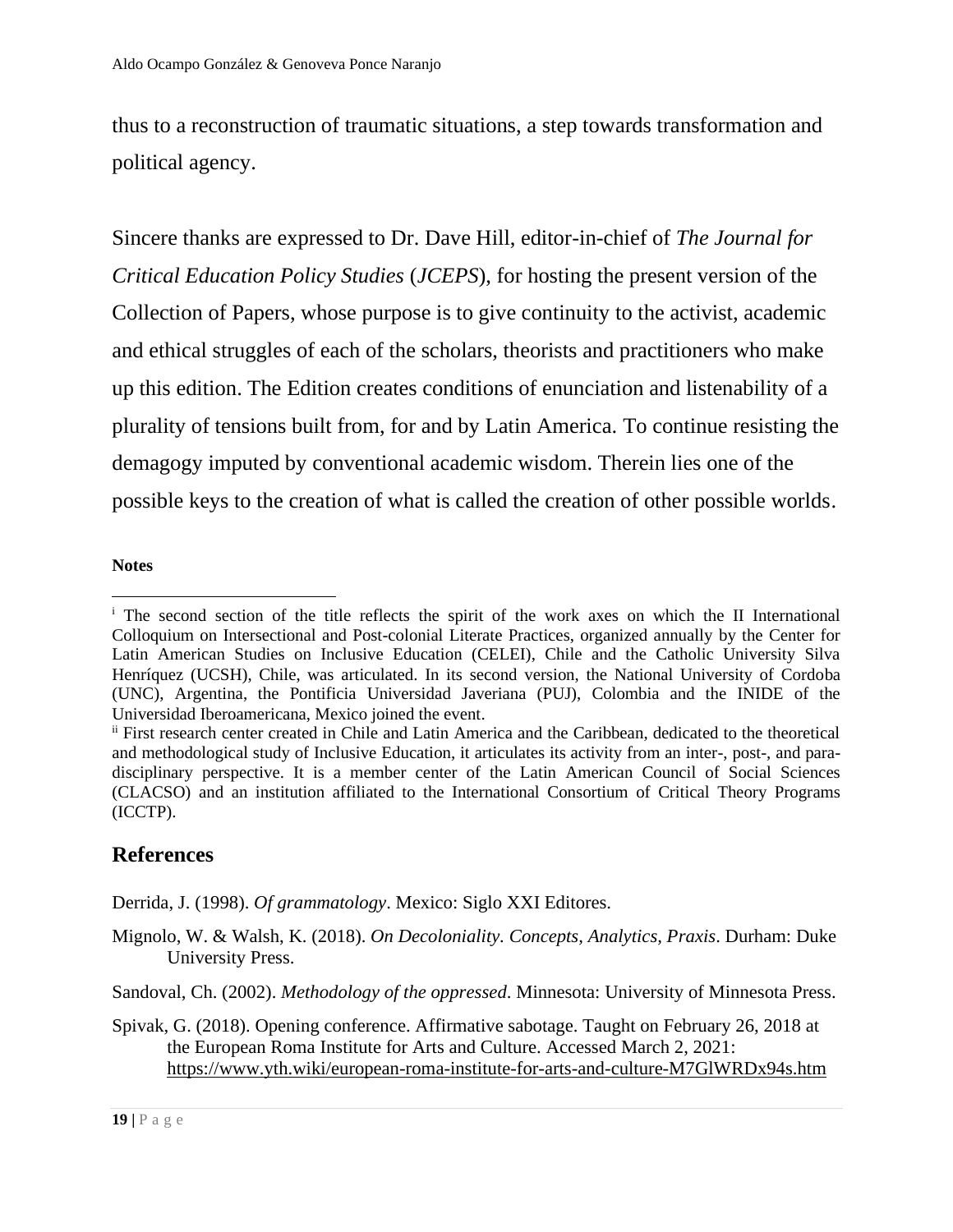thus to a reconstruction of traumatic situations, a step towards transformation and political agency.

Sincere thanks are expressed to Dr. Dave Hill, editor-in-chief of *The Journal for Critical Education Policy Studies* (*JCEPS*), for hosting the present version of the Collection of Papers, whose purpose is to give continuity to the activist, academic and ethical struggles of each of the scholars, theorists and practitioners who make up this edition. The Edition creates conditions of enunciation and listenability of a plurality of tensions built from, for and by Latin America. To continue resisting the demagogy imputed by conventional academic wisdom. Therein lies one of the possible keys to the creation of what is called the creation of other possible worlds.

**Notes**

[i] The second section of the title reflects the spirit of the work axes on which the II International Colloquium on Intersectional and Post-colonial Literate Practices, organized annually by the Center for Latin American Studies on Inclusive Education (CELEI), Chile and the Catholic University Silva Henríquez (UCSH), Chile, was articulated. In its second version, the National University of Cordoba (UNC), Argentina, the Pontificia Universidad Javeriana (PUJ), Colombia and the INIDE of the Universidad Iberoamericana, Mexico joined the event.

[ii] First research center created in Chile and Latin America and the Caribbean, dedicated to the theoretical and methodological study of Inclusive Education, it articulates its activity from an inter-, post-, and para-disciplinary perspective. It is a member center of the Latin American Council of Social Sciences (CLACSO) and an institution affiliated to the International Consortium of Critical Theory Programs (ICCTP).

## References

Derrida, J. (1998). *Of grammatology*. Mexico: Siglo XXI Editores.

Mignolo, W. & Walsh, K. (2018). *On Decoloniality. Concepts, Analytics, Praxis*. Durham: Duke University Press.

Sandoval, Ch. (2002). *Methodology of the oppressed*. Minnesota: University of Minnesota Press.

Spivak, G. (2018). Opening conference. Affirmative sabotage. Taught on February 26, 2018 at the European Roma Institute for Arts and Culture. Accessed March 2, 2021: https://www.yth.wiki/european-roma-institute-for-arts-and-culture-M7GlWRDx94s.htm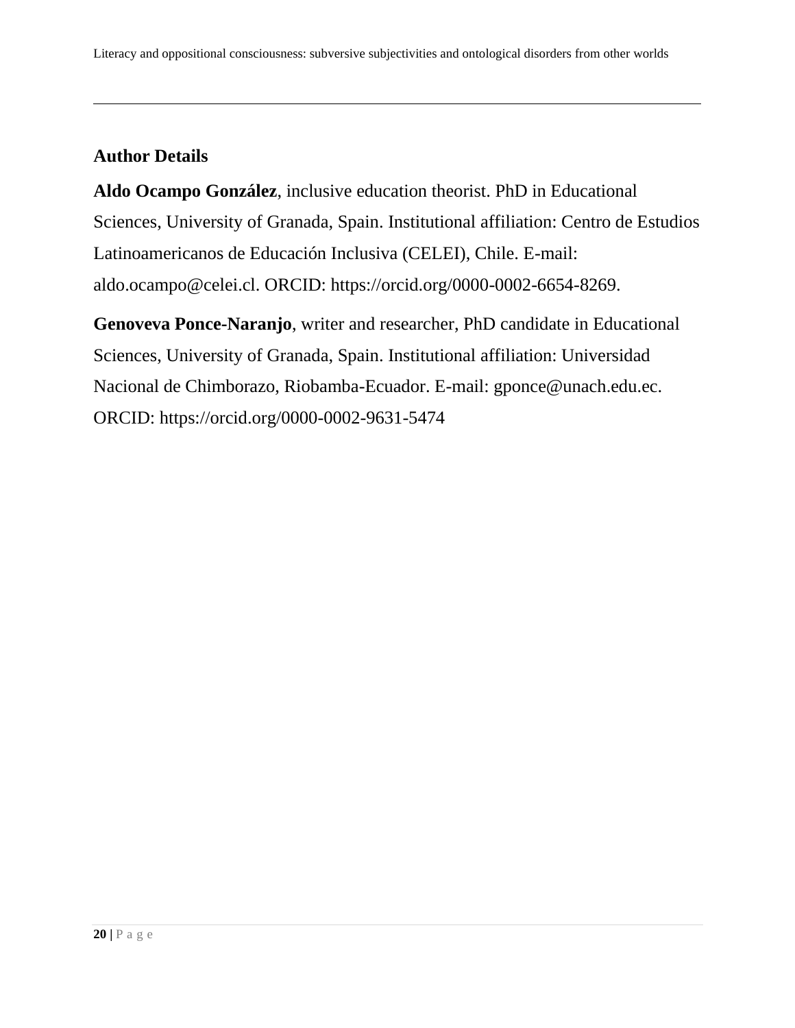## Author Details

**Aldo Ocampo González**, inclusive education theorist. PhD in Educational Sciences, University of Granada, Spain. Institutional affiliation: Centro de Estudios Latinoamericanos de Educación Inclusiva (CELEI), Chile. E-mail: aldo.ocampo@celei.cl. ORCID: https://orcid.org/0000-0002-6654-8269.

**Genoveva Ponce-Naranjo**, writer and researcher, PhD candidate in Educational Sciences, University of Granada, Spain. Institutional affiliation: Universidad Nacional de Chimborazo, Riobamba-Ecuador. E-mail: gponce@unach.edu.ec. ORCID: https://orcid.org/0000-0002-9631-5474